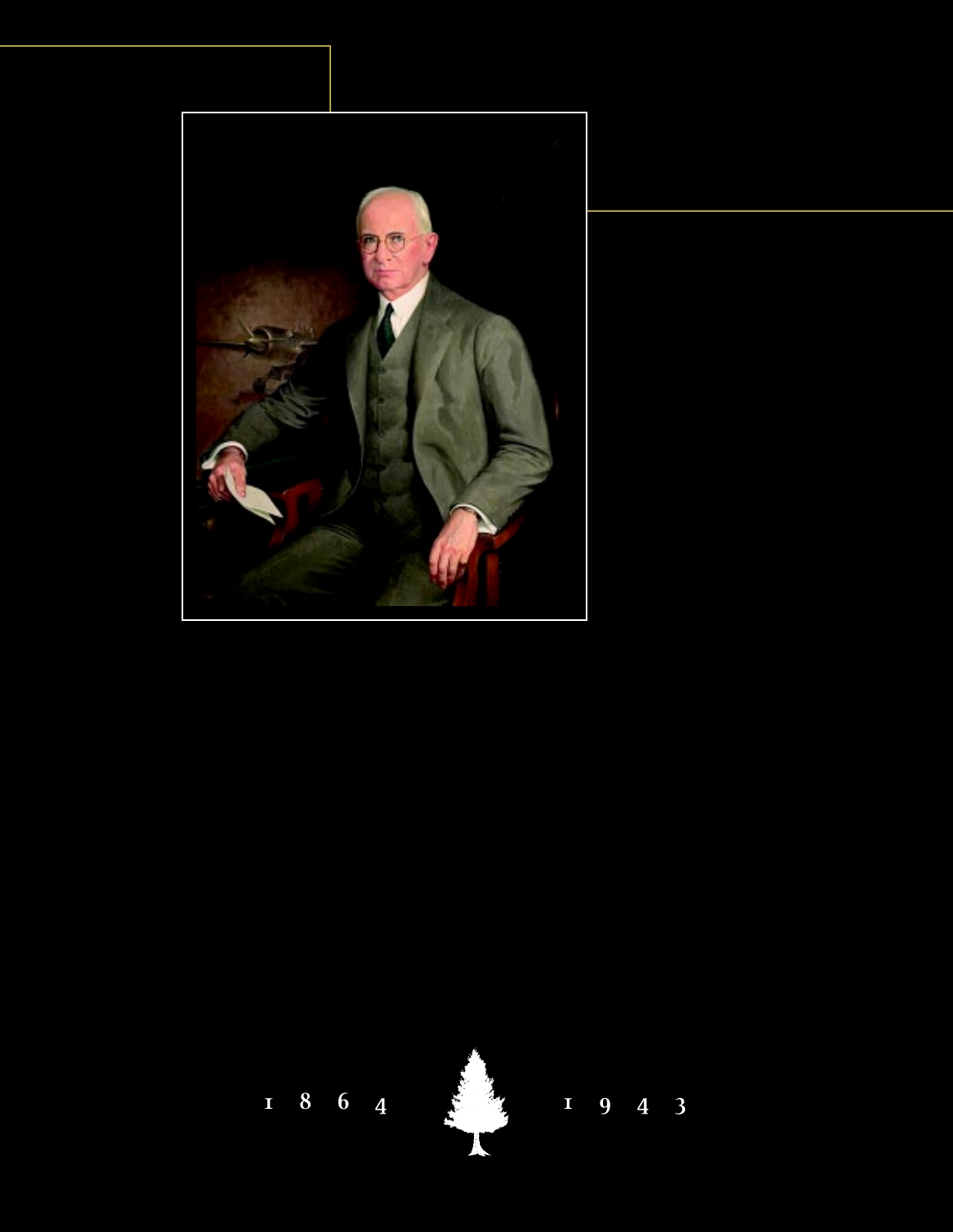1864 1943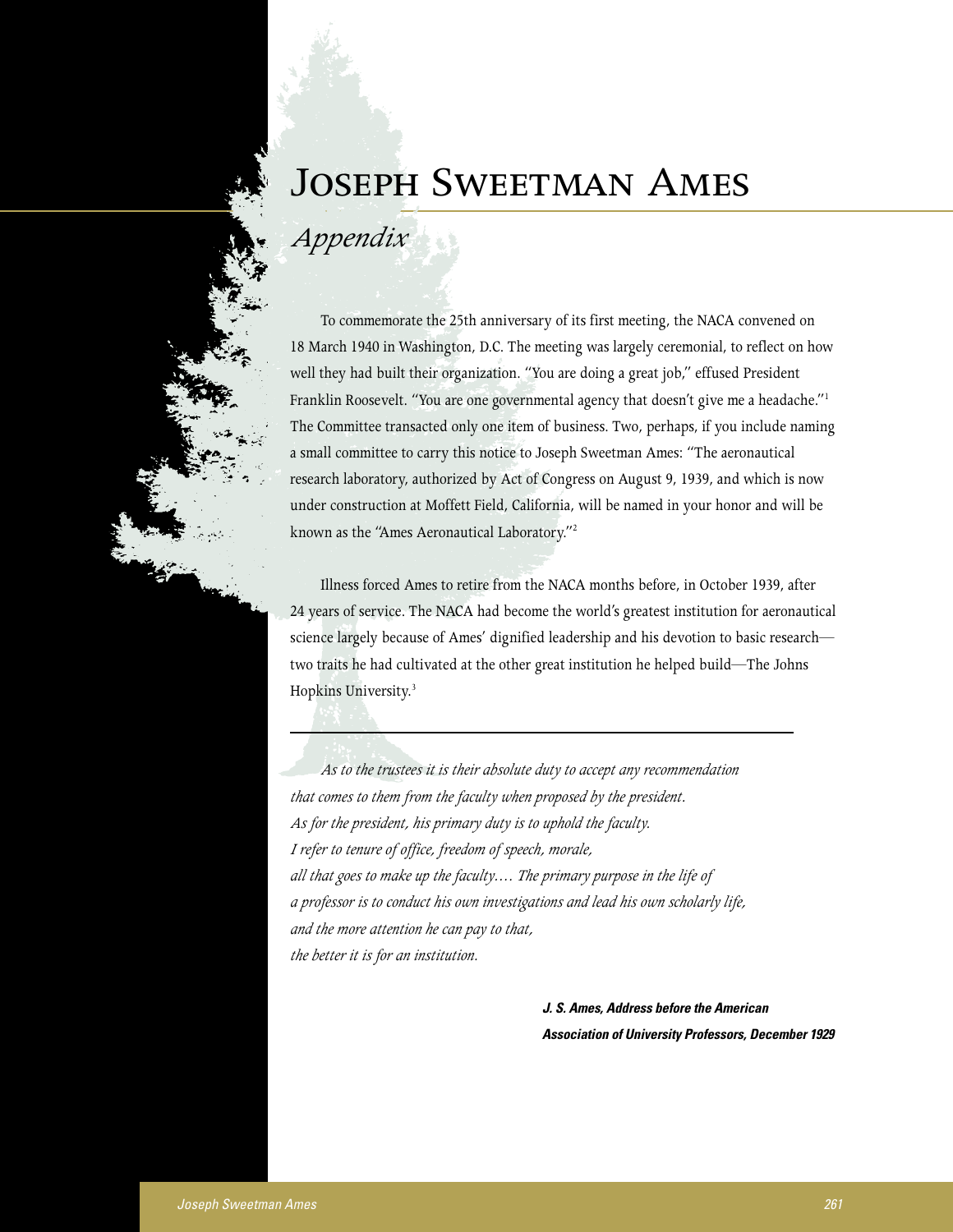# Joseph Sweetman Ames

## *Appendix*

To commemorate the 25th anniversary of its first meeting, the NACA convened on 18 March 1940 in Washington, D.C. The meeting was largely ceremonial, to reflect on how well they had built their organization. "You are doing a great job," effused President Franklin Roosevelt. "You are one governmental agency that doesn't give me a headache."[1] The Committee transacted only one item of business. Two, perhaps, if you include naming a small committee to carry this notice to Joseph Sweetman Ames: "The aeronautical research laboratory, authorized by Act of Congress on August 9, 1939, and which is now under construction at Moffett Field, California, will be named in your honor and will be known as the "Ames Aeronautical Laboratory."[2]

Illness forced Ames to retire from the NACA months before, in October 1939, after 24 years of service. The NACA had become the world's greatest institution for aeronautical science largely because of Ames' dignified leadership and his devotion to basic research—two traits he had cultivated at the other great institution he helped build—The Johns Hopkins University.[3]

---

*As to the trustees it is their absolute duty to accept any recommendation that comes to them from the faculty when proposed by the president. As for the president, his primary duty is to uphold the faculty. I refer to tenure of office, freedom of speech, morale, all that goes to make up the faculty.… The primary purpose in the life of a professor is to conduct his own investigations and lead his own scholarly life, and the more attention he can pay to that, the better it is for an institution.*

**J. S. Ames, Address before the American Association of University Professors, December 1929**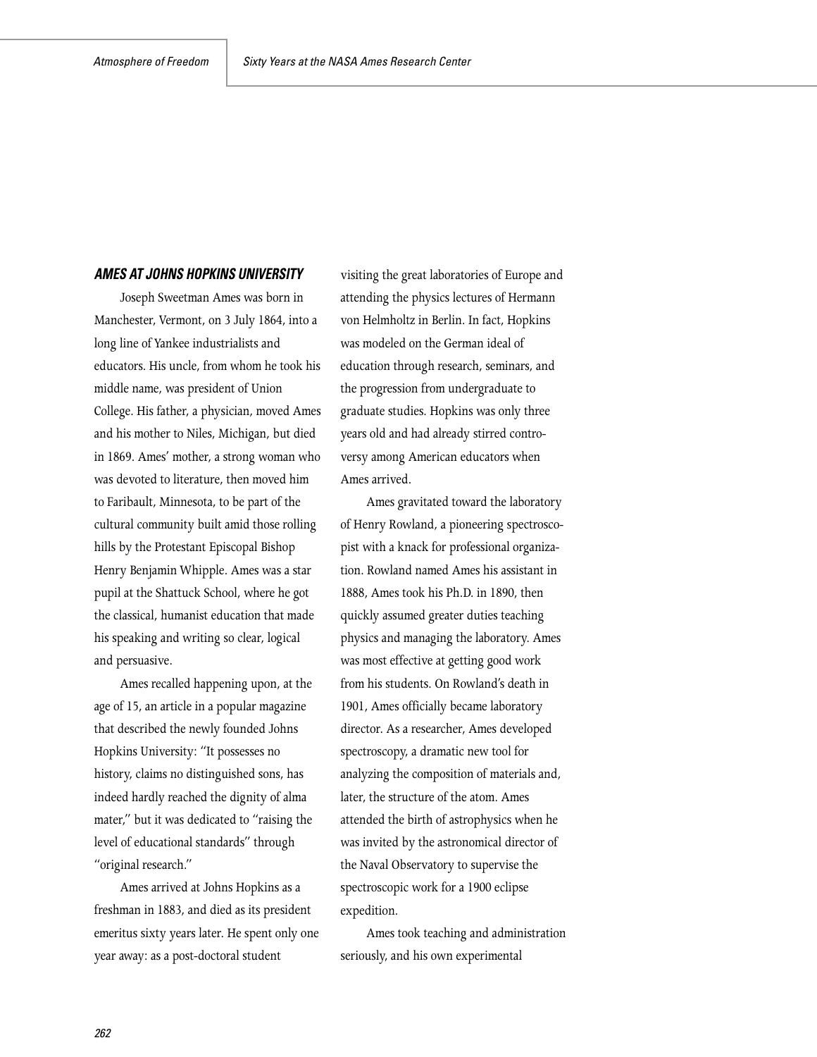## AMES AT JOHNS HOPKINS UNIVERSITY

Joseph Sweetman Ames was born in Manchester, Vermont, on 3 July 1864, into a long line of Yankee industrialists and educators. His uncle, from whom he took his middle name, was president of Union College. His father, a physician, moved Ames and his mother to Niles, Michigan, but died in 1869. Ames' mother, a strong woman who was devoted to literature, then moved him to Faribault, Minnesota, to be part of the cultural community built amid those rolling hills by the Protestant Episcopal Bishop Henry Benjamin Whipple. Ames was a star pupil at the Shattuck School, where he got the classical, humanist education that made his speaking and writing so clear, logical and persuasive.

Ames recalled happening upon, at the age of 15, an article in a popular magazine that described the newly founded Johns Hopkins University: "It possesses no history, claims no distinguished sons, has indeed hardly reached the dignity of alma mater," but it was dedicated to "raising the level of educational standards" through "original research."

Ames arrived at Johns Hopkins as a freshman in 1883, and died as its president emeritus sixty years later. He spent only one year away: as a post-doctoral student visiting the great laboratories of Europe and attending the physics lectures of Hermann von Helmholtz in Berlin. In fact, Hopkins was modeled on the German ideal of education through research, seminars, and the progression from undergraduate to graduate studies. Hopkins was only three years old and had already stirred controversy among American educators when Ames arrived.

Ames gravitated toward the laboratory of Henry Rowland, a pioneering spectroscopist with a knack for professional organization. Rowland named Ames his assistant in 1888, Ames took his Ph.D. in 1890, then quickly assumed greater duties teaching physics and managing the laboratory. Ames was most effective at getting good work from his students. On Rowland's death in 1901, Ames officially became laboratory director. As a researcher, Ames developed spectroscopy, a dramatic new tool for analyzing the composition of materials and, later, the structure of the atom. Ames attended the birth of astrophysics when he was invited by the astronomical director of the Naval Observatory to supervise the spectroscopic work for a 1900 eclipse expedition.

Ames took teaching and administration seriously, and his own experimental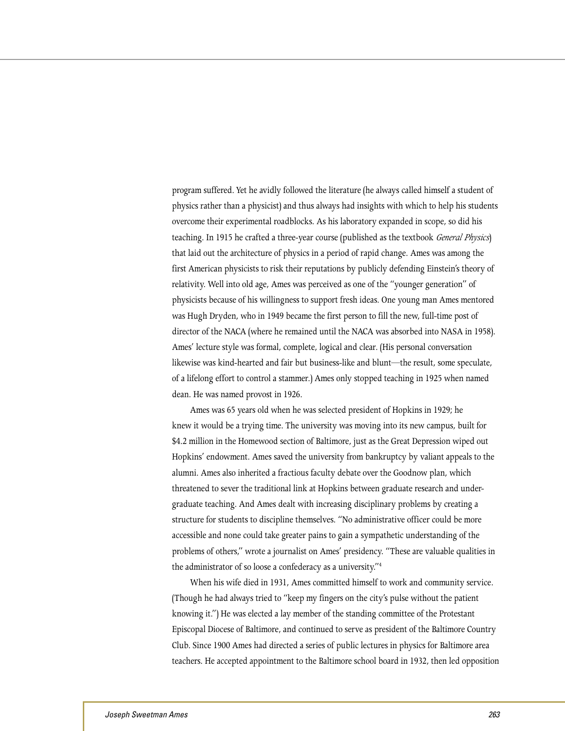program suffered. Yet he avidly followed the literature (he always called himself a student of physics rather than a physicist) and thus always had insights with which to help his students overcome their experimental roadblocks. As his laboratory expanded in scope, so did his teaching. In 1915 he crafted a three-year course (published as the textbook *General Physics*) that laid out the architecture of physics in a period of rapid change. Ames was among the first American physicists to risk their reputations by publicly defending Einstein's theory of relativity. Well into old age, Ames was perceived as one of the "younger generation" of physicists because of his willingness to support fresh ideas. One young man Ames mentored was Hugh Dryden, who in 1949 became the first person to fill the new, full-time post of director of the NACA (where he remained until the NACA was absorbed into NASA in 1958). Ames' lecture style was formal, complete, logical and clear. (His personal conversation likewise was kind-hearted and fair but business-like and blunt—the result, some speculate, of a lifelong effort to control a stammer.) Ames only stopped teaching in 1925 when named dean. He was named provost in 1926.

Ames was 65 years old when he was selected president of Hopkins in 1929; he knew it would be a trying time. The university was moving into its new campus, built for $4.2 million in the Homewood section of Baltimore, just as the Great Depression wiped out Hopkins' endowment. Ames saved the university from bankruptcy by valiant appeals to the alumni. Ames also inherited a fractious faculty debate over the Goodnow plan, which threatened to sever the traditional link at Hopkins between graduate research and undergraduate teaching. And Ames dealt with increasing disciplinary problems by creating a structure for students to discipline themselves. "No administrative officer could be more accessible and none could take greater pains to gain a sympathetic understanding of the problems of others," wrote a journalist on Ames' presidency. "These are valuable qualities in the administrator of so loose a confederacy as a university."[4]

When his wife died in 1931, Ames committed himself to work and community service. (Though he had always tried to "keep my fingers on the city's pulse without the patient knowing it.") He was elected a lay member of the standing committee of the Protestant Episcopal Diocese of Baltimore, and continued to serve as president of the Baltimore Country Club. Since 1900 Ames had directed a series of public lectures in physics for Baltimore area teachers. He accepted appointment to the Baltimore school board in 1932, then led opposition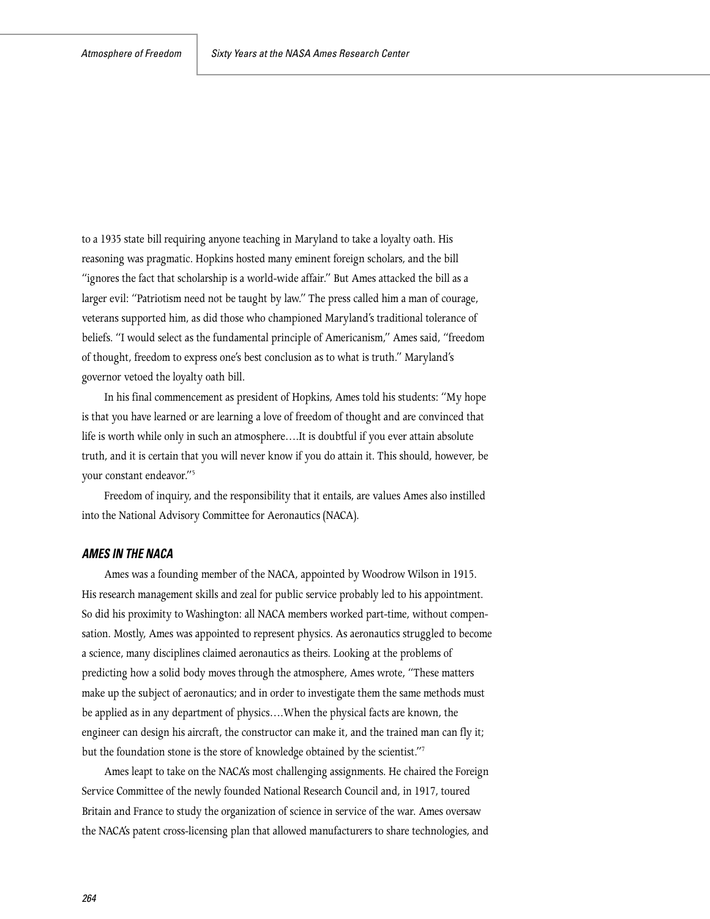to a 1935 state bill requiring anyone teaching in Maryland to take a loyalty oath. His reasoning was pragmatic. Hopkins hosted many eminent foreign scholars, and the bill "ignores the fact that scholarship is a world-wide affair." But Ames attacked the bill as a larger evil: "Patriotism need not be taught by law." The press called him a man of courage, veterans supported him, as did those who championed Maryland's traditional tolerance of beliefs. "I would select as the fundamental principle of Americanism," Ames said, "freedom of thought, freedom to express one's best conclusion as to what is truth." Maryland's governor vetoed the loyalty oath bill.

In his final commencement as president of Hopkins, Ames told his students: "My hope is that you have learned or are learning a love of freedom of thought and are convinced that life is worth while only in such an atmosphere….It is doubtful if you ever attain absolute truth, and it is certain that you will never know if you do attain it. This should, however, be your constant endeavor."[5]

Freedom of inquiry, and the responsibility that it entails, are values Ames also instilled into the National Advisory Committee for Aeronautics (NACA).

### *AMES IN THE NACA*

Ames was a founding member of the NACA, appointed by Woodrow Wilson in 1915. His research management skills and zeal for public service probably led to his appointment. So did his proximity to Washington: all NACA members worked part-time, without compensation. Mostly, Ames was appointed to represent physics. As aeronautics struggled to become a science, many disciplines claimed aeronautics as theirs. Looking at the problems of predicting how a solid body moves through the atmosphere, Ames wrote, "These matters make up the subject of aeronautics; and in order to investigate them the same methods must be applied as in any department of physics….When the physical facts are known, the engineer can design his aircraft, the constructor can make it, and the trained man can fly it; but the foundation stone is the store of knowledge obtained by the scientist."[7]

Ames leapt to take on the NACA's most challenging assignments. He chaired the Foreign Service Committee of the newly founded National Research Council and, in 1917, toured Britain and France to study the organization of science in service of the war. Ames oversaw the NACA's patent cross-licensing plan that allowed manufacturers to share technologies, and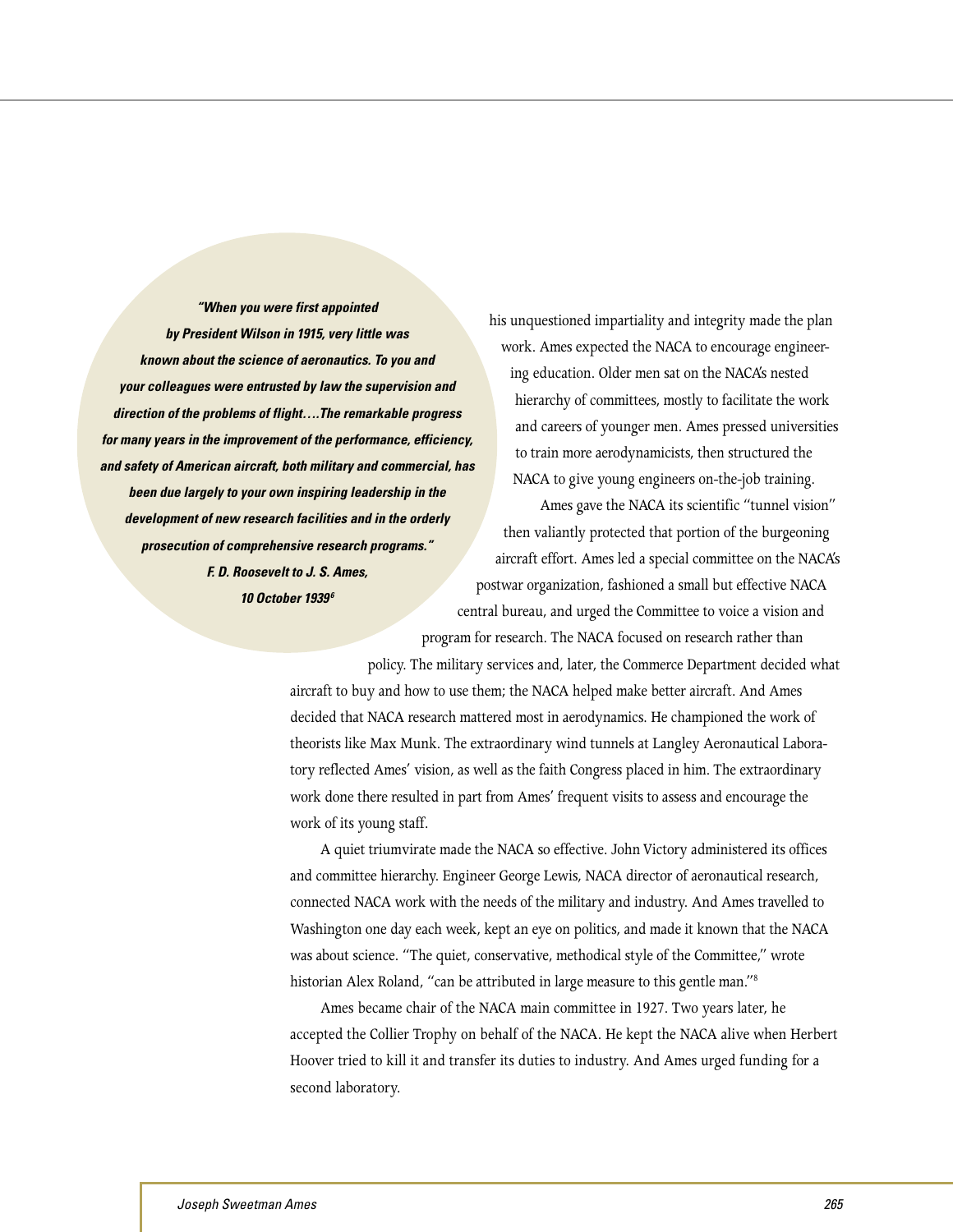*"When you were first appointed by President Wilson in 1915, very little was known about the science of aeronautics. To you and your colleagues were entrusted by law the supervision and direction of the problems of flight….The remarkable progress for many years in the improvement of the performance, efficiency, and safety of American aircraft, both military and commercial, has been due largely to your own inspiring leadership in the development of new research facilities and in the orderly prosecution of comprehensive research programs."*
*F. D. Roosevelt to J. S. Ames, 10 October 1939*[6]

his unquestioned impartiality and integrity made the plan work. Ames expected the NACA to encourage engineering education. Older men sat on the NACA's nested hierarchy of committees, mostly to facilitate the work and careers of younger men. Ames pressed universities to train more aerodynamicists, then structured the NACA to give young engineers on-the-job training.

Ames gave the NACA its scientific "tunnel vision" then valiantly protected that portion of the burgeoning aircraft effort. Ames led a special committee on the NACA's postwar organization, fashioned a small but effective NACA central bureau, and urged the Committee to voice a vision and program for research. The NACA focused on research rather than policy. The military services and, later, the Commerce Department decided what aircraft to buy and how to use them; the NACA helped make better aircraft. And Ames decided that NACA research mattered most in aerodynamics. He championed the work of theorists like Max Munk. The extraordinary wind tunnels at Langley Aeronautical Laboratory reflected Ames' vision, as well as the faith Congress placed in him. The extraordinary work done there resulted in part from Ames' frequent visits to assess and encourage the work of its young staff.

A quiet triumvirate made the NACA so effective. John Victory administered its offices and committee hierarchy. Engineer George Lewis, NACA director of aeronautical research, connected NACA work with the needs of the military and industry. And Ames travelled to Washington one day each week, kept an eye on politics, and made it known that the NACA was about science. "The quiet, conservative, methodical style of the Committee," wrote historian Alex Roland, "can be attributed in large measure to this gentle man."[8]

Ames became chair of the NACA main committee in 1927. Two years later, he accepted the Collier Trophy on behalf of the NACA. He kept the NACA alive when Herbert Hoover tried to kill it and transfer its duties to industry. And Ames urged funding for a second laboratory.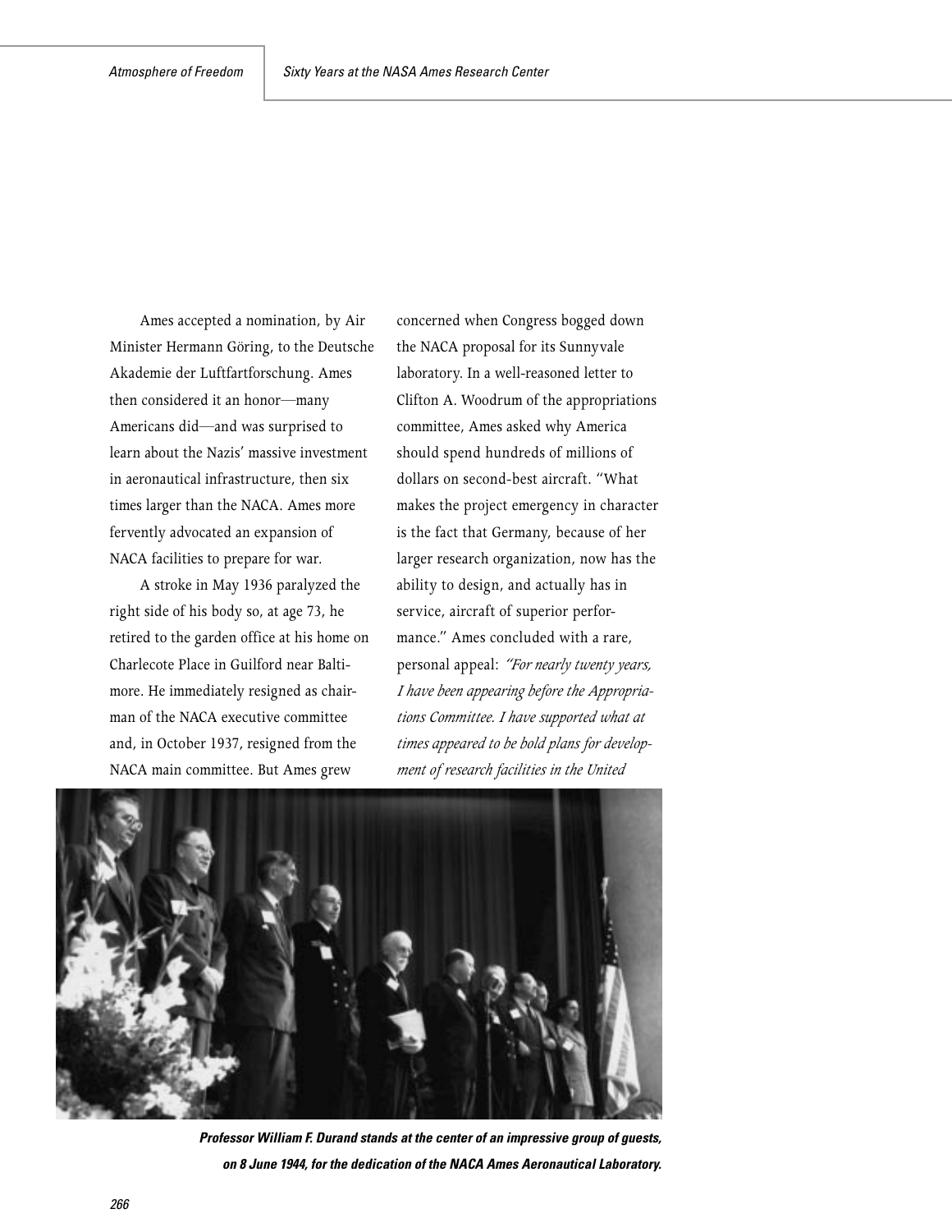Ames accepted a nomination, by Air Minister Hermann Göring, to the Deutsche Akademie der Luftfartforschung. Ames then considered it an honor—many Americans did—and was surprised to learn about the Nazis' massive investment in aeronautical infrastructure, then six times larger than the NACA. Ames more fervently advocated an expansion of NACA facilities to prepare for war.

A stroke in May 1936 paralyzed the right side of his body so, at age 73, he retired to the garden office at his home on Charlecote Place in Guilford near Baltimore. He immediately resigned as chairman of the NACA executive committee and, in October 1937, resigned from the NACA main committee. But Ames grew concerned when Congress bogged down the NACA proposal for its Sunnyvale laboratory. In a well-reasoned letter to Clifton A. Woodrum of the appropriations committee, Ames asked why America should spend hundreds of millions of dollars on second-best aircraft. "What makes the project emergency in character is the fact that Germany, because of her larger research organization, now has the ability to design, and actually has in service, aircraft of superior performance." Ames concluded with a rare, personal appeal: *"For nearly twenty years, I have been appearing before the Appropriations Committee. I have supported what at times appeared to be bold plans for development of research facilities in the United*

**Professor William F. Durand stands at the center of an impressive group of guests, on 8 June 1944, for the dedication of the NACA Ames Aeronautical Laboratory.**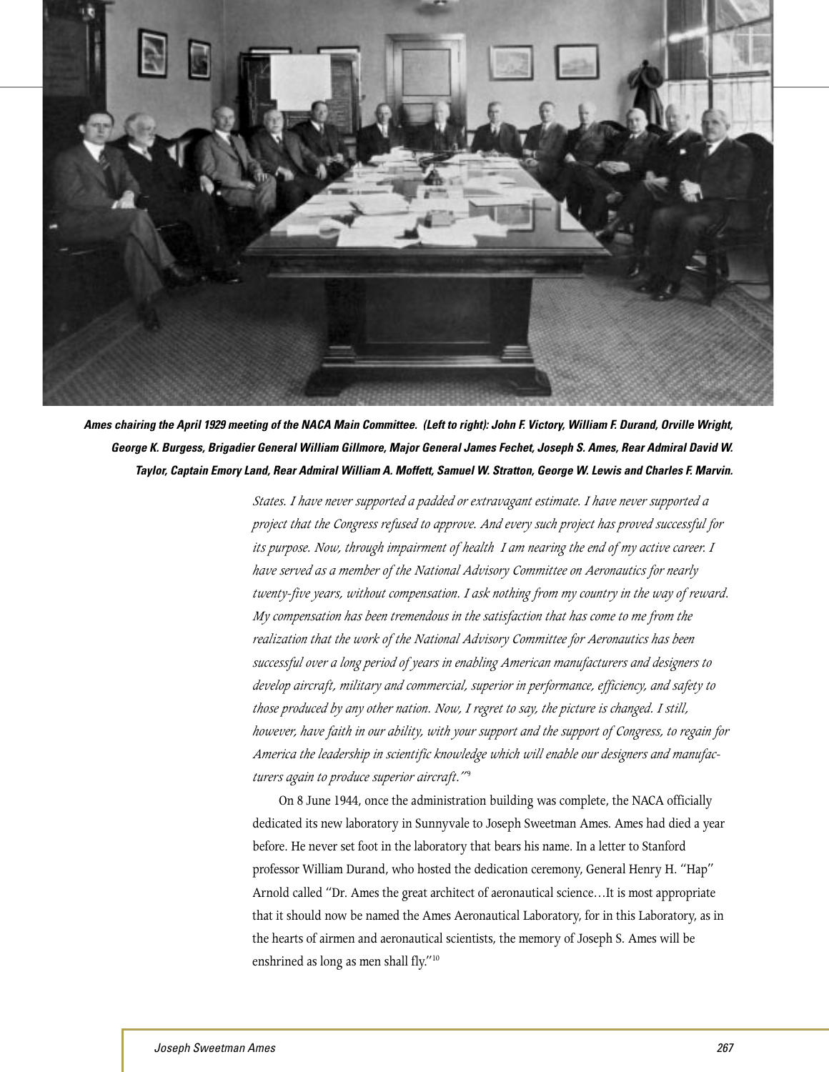*Ames chairing the April 1929 meeting of the NACA Main Committee. (Left to right): John F. Victory, William F. Durand, Orville Wright, George K. Burgess, Brigadier General William Gillmore, Major General James Fechet, Joseph S. Ames, Rear Admiral David W. Taylor, Captain Emory Land, Rear Admiral William A. Moffett, Samuel W. Stratton, George W. Lewis and Charles F. Marvin.*

*States. I have never supported a padded or extravagant estimate. I have never supported a project that the Congress refused to approve. And every such project has proved successful for its purpose. Now, through impairment of health I am nearing the end of my active career. I have served as a member of the National Advisory Committee on Aeronautics for nearly twenty-five years, without compensation. I ask nothing from my country in the way of reward. My compensation has been tremendous in the satisfaction that has come to me from the realization that the work of the National Advisory Committee for Aeronautics has been successful over a long period of years in enabling American manufacturers and designers to develop aircraft, military and commercial, superior in performance, efficiency, and safety to those produced by any other nation. Now, I regret to say, the picture is changed. I still, however, have faith in our ability, with your support and the support of Congress, to regain for America the leadership in scientific knowledge which will enable our designers and manufacturers again to produce superior aircraft."*[9]

On 8 June 1944, once the administration building was complete, the NACA officially dedicated its new laboratory in Sunnyvale to Joseph Sweetman Ames. Ames had died a year before. He never set foot in the laboratory that bears his name. In a letter to Stanford professor William Durand, who hosted the dedication ceremony, General Henry H. "Hap" Arnold called "Dr. Ames the great architect of aeronautical science…It is most appropriate that it should now be named the Ames Aeronautical Laboratory, for in this Laboratory, as in the hearts of airmen and aeronautical scientists, the memory of Joseph S. Ames will be enshrined as long as men shall fly."[10]